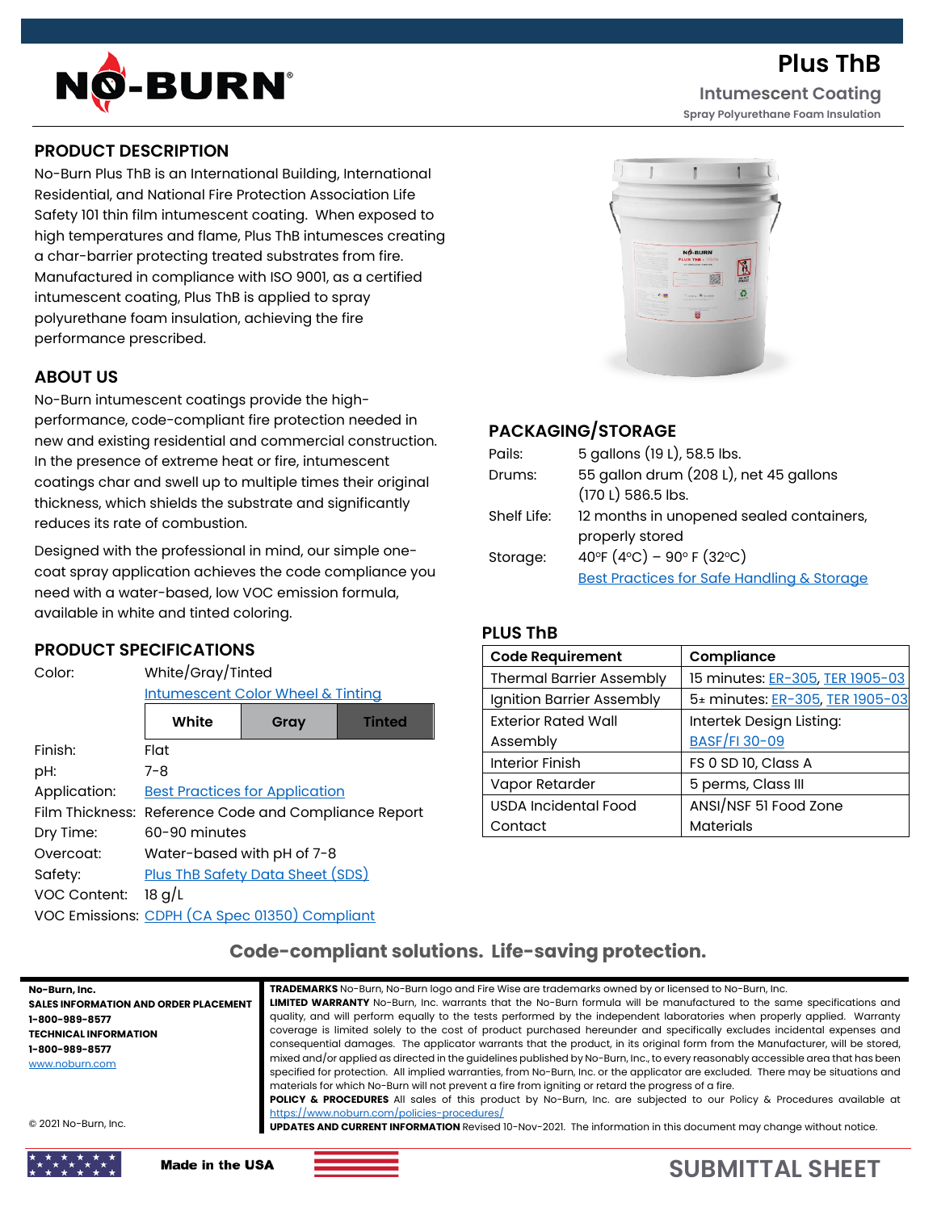# Plus ThB

## Intumescent Coating

Spray Polyurethane Foam Insulation

## PRODUCT DESCRIPTION

No-Burn Plus ThB is an International Building, International Residential, and National Fire Protection Association Life Safety 101 thin film intumescent coating. When exposed to high temperatures and flame, Plus ThB intumesces creating a char-barrier protecting treated substrates from fire. Manufactured in compliance with ISO 9001, as a certified intumescent coating, Plus ThB is applied to spray polyurethane foam insulation, achieving the fire performance prescribed.

## ABOUT US

No-Burn intumescent coatings provide the high-performance, code-compliant fire protection needed in new and existing residential and commercial construction. In the presence of extreme heat or fire, intumescent coatings char and swell up to multiple times their original thickness, which shields the substrate and significantly reduces its rate of combustion.

Designed with the professional in mind, our simple one-coat spray application achieves the code compliance you need with a water-based, low VOC emission formula, available in white and tinted coloring.

## PRODUCT SPECIFICATIONS

| | |
|---|---|
| Color: | White/Gray/Tinted<br>[Intumescent Color Wheel & Tinting](#) |
| | White \| Gray \| Tinted |
| Finish: | Flat |
| pH: | 7-8 |
| Application: | [Best Practices for Application](#) |
| Film Thickness: | Reference Code and Compliance Report |
| Dry Time: | 60-90 minutes |
| Overcoat: | Water-based with pH of 7-8 |
| Safety: | [Plus ThB Safety Data Sheet (SDS)](#) |
| VOC Content: | 18 g/L |
| VOC Emissions: | [CDPH (CA Spec 01350) Compliant](#) |

## PACKAGING/STORAGE

| | |
|---|---|
| Pails: | 5 gallons (19 L), 58.5 lbs. |
| Drums: | 55 gallon drum (208 L), net 45 gallons (170 L) 586.5 lbs. |
| Shelf Life: | 12 months in unopened sealed containers, properly stored |
| Storage: | 40°F (4°C) – 90° F (32°C)<br>[Best Practices for Safe Handling & Storage](#) |

## PLUS ThB

| Code Requirement | Compliance |
|---|---|
| Thermal Barrier Assembly | 15 minutes: ER-305, TER 1905-03 |
| Ignition Barrier Assembly | 5± minutes: ER-305, TER 1905-03 |
| Exterior Rated Wall Assembly | Intertek Design Listing: BASF/FI 30-09 |
| Interior Finish | FS 0 SD 10, Class A |
| Vapor Retarder | 5 perms, Class III |
| USDA Incidental Food Contact | ANSI/NSF 51 Food Zone Materials |

**Code-compliant solutions. Life-saving protection.**

**No-Burn, Inc.**
**SALES INFORMATION AND ORDER PLACEMENT**
**1-800-989-8577**
**TECHNICAL INFORMATION**
**1-800-989-8577**
www.noburn.com

© 2021 No-Burn, Inc.

**TRADEMARKS** No-Burn, No-Burn logo and Fire Wise are trademarks owned by or licensed to No-Burn, Inc.
**LIMITED WARRANTY** No-Burn, Inc. warrants that the No-Burn formula will be manufactured to the same specifications and quality, and will perform equally to the tests performed by the independent laboratories when properly applied. Warranty coverage is limited solely to the cost of product purchased hereunder and specifically excludes incidental expenses and consequential damages. The applicator warrants that the product, in its original form from the Manufacturer, will be stored, mixed and/or applied as directed in the guidelines published by No-Burn, Inc., to every reasonably accessible area that has been specified for protection. All implied warranties, from No-Burn, Inc. or the applicator are excluded. There may be situations and materials for which No-Burn will not prevent a fire from igniting or retard the progress of a fire.
**POLICY & PROCEDURES** All sales of this product by No-Burn, Inc. are subjected to our Policy & Procedures available at https://www.noburn.com/policies-procedures/
**UPDATES AND CURRENT INFORMATION** Revised 10-Nov-2021. The information in this document may change without notice.

**Made in the USA**

**SUBMITTAL SHEET**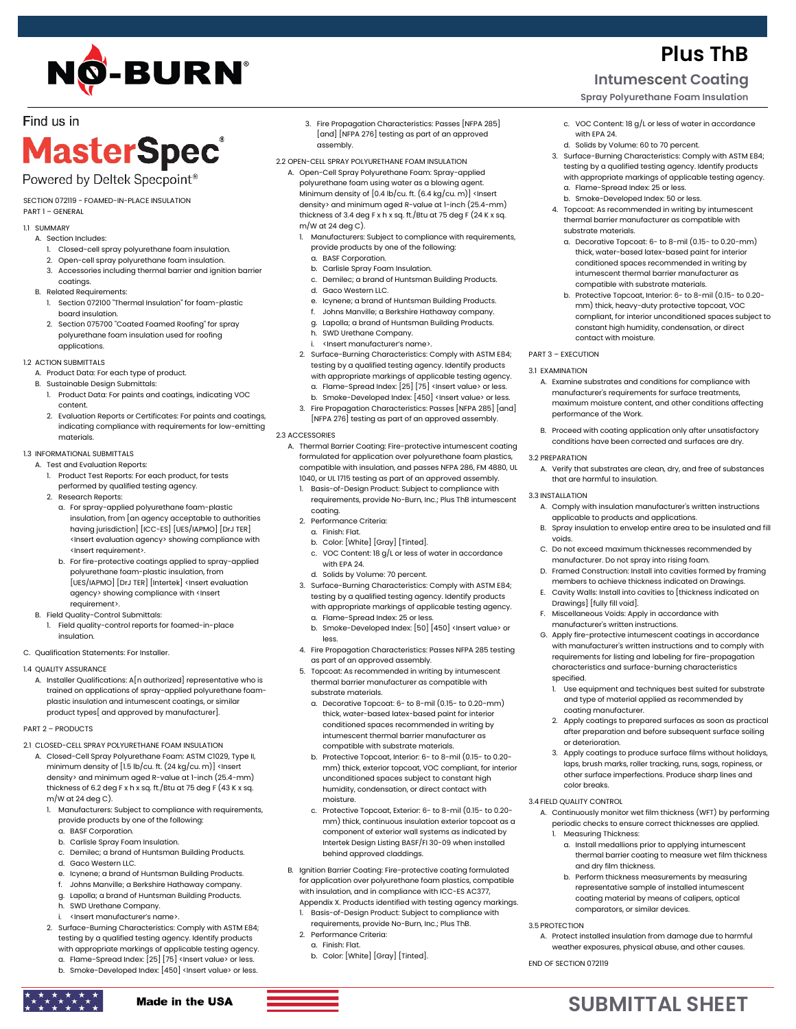# NO-BURN®

# Plus ThB

## Intumescent Coating

### Spray Polyurethane Foam Insulation

Find us in

**MasterSpec®**

Powered by Deltek Specpoint®

SECTION 072119 - FOAMED-IN-PLACE INSULATION

PART 1 – GENERAL

1.1 SUMMARY

A. Section Includes:
1. Closed-cell spray polyurethane foam insulation.
2. Open-cell spray polyurethane foam insulation.
3. Accessories including thermal barrier and ignition barrier coatings.

B. Related Requirements:
1. Section 072100 "Thermal Insulation" for foam-plastic board insulation.
2. Section 075700 "Coated Foamed Roofing" for spray polyurethane foam insulation used for roofing applications.

1.2 ACTION SUBMITTALS

A. Product Data: For each type of product.

B. Sustainable Design Submittals:
1. Product Data: For paints and coatings, indicating VOC content.
2. Evaluation Reports or Certificates: For paints and coatings, indicating compliance with requirements for low-emitting materials.

1.3 INFORMATIONAL SUBMITTALS

A. Test and Evaluation Reports:
1. Product Test Reports: For each product, for tests performed by qualified testing agency.
2. Research Reports:
   a. For spray-applied polyurethane foam-plastic insulation, from [an agency acceptable to authorities having jurisdiction] [ICC-ES] [UES/IAPMO] [DrJ TER] <Insert evaluation agency> showing compliance with <Insert requirement>.
   b. For fire-protective coatings applied to spray-applied polyurethane foam-plastic insulation, from [UES/IAPMO] [DrJ TER] [Intertek] <Insert evaluation agency> showing compliance with <Insert requirement>.

B. Field Quality-Control Submittals:
1. Field quality-control reports for foamed-in-place insulation.

C. Qualification Statements: For Installer.

1.4 QUALITY ASSURANCE

A. Installer Qualifications: A[n authorized] representative who is trained on applications of spray-applied polyurethane foam-plastic insulation and intumescent coatings, or similar product types[ and approved by manufacturer].

PART 2 – PRODUCTS

2.1 CLOSED-CELL SPRAY POLYURETHANE FOAM INSULATION

A. Closed-Cell Spray Polyurethane Foam: ASTM C1029, Type II, minimum density of [1.5 lb/cu. ft. (24 kg/cu. m)] <Insert density> and minimum aged R-value at 1-inch (25.4-mm) thickness of 6.2 deg F x h x sq. ft./Btu at 75 deg F (43 K x sq. m/W at 24 deg C).
1. Manufacturers: Subject to compliance with requirements, provide products by one of the following:
   a. BASF Corporation.
   b. Carlisle Spray Foam Insulation.
   c. Demilec; a brand of Huntsman Building Products.
   d. Gaco Western LLC.
   e. Icynene; a brand of Huntsman Building Products.
   f. Johns Manville; a Berkshire Hathaway company.
   g. Lapolla; a brand of Huntsman Building Products.
   h. SWD Urethane Company.
   i. <Insert manufacturer's name>.
2. Surface-Burning Characteristics: Comply with ASTM E84; testing by a qualified testing agency. Identify products with appropriate markings of applicable testing agency.
   a. Flame-Spread Index: [25] [75] <Insert value> or less.
   b. Smoke-Developed Index: [450] <Insert value> or less.
3. Fire Propagation Characteristics: Passes [NFPA 285] [and] [NFPA 276] testing as part of an approved assembly.

2.2 OPEN-CELL SPRAY POLYURETHANE FOAM INSULATION

A. Open-Cell Spray Polyurethane Foam: Spray-applied polyurethane foam using water as a blowing agent. Minimum density of [0.4 lb/cu. ft. (6.4 kg/cu. m)] <Insert density> and minimum aged R-value at 1-inch (25.4-mm) thickness of 3.4 deg F x h x sq. ft./Btu at 75 deg F (24 K x sq. m/W at 24 deg C).
1. Manufacturers: Subject to compliance with requirements, provide products by one of the following:
   a. BASF Corporation.
   b. Carlisle Spray Foam Insulation.
   c. Demilec; a brand of Huntsman Building Products.
   d. Gaco Western LLC.
   e. Icynene; a brand of Huntsman Building Products.
   f. Johns Manville; a Berkshire Hathaway company.
   g. Lapolla; a brand of Huntsman Building Products.
   h. SWD Urethane Company.
   i. <Insert manufacturer's name>.
2. Surface-Burning Characteristics: Comply with ASTM E84; testing by a qualified testing agency. Identify products with appropriate markings of applicable testing agency.
   a. Flame-Spread Index: [25] [75] <Insert value> or less.
   b. Smoke-Developed Index: [450] <Insert value> or less.
3. Fire Propagation Characteristics: Passes [NFPA 285] [and] [NFPA 276] testing as part of an approved assembly.

2.3 ACCESSORIES

A. Thermal Barrier Coating: Fire-protective intumescent coating formulated for application over polyurethane foam plastics, compatible with insulation, and passes NFPA 286, FM 4880, UL 1040, or UL 1715 testing as part of an approved assembly.
1. Basis-of-Design Product: Subject to compliance with requirements, provide No-Burn, Inc.; Plus ThB intumescent coating.
2. Performance Criteria:
   a. Finish: Flat.
   b. Color: [White] [Gray] [Tinted].
   c. VOC Content: 18 g/L or less of water in accordance with EPA 24.
   d. Solids by Volume: 70 percent.
3. Surface-Burning Characteristics: Comply with ASTM E84; testing by a qualified testing agency. Identify products with appropriate markings of applicable testing agency.
   a. Flame-Spread Index: 25 or less.
   b. Smoke-Developed Index: [50] [450] <Insert value> or less.
4. Fire Propagation Characteristics: Passes NFPA 285 testing as part of an approved assembly.
5. Topcoat: As recommended in writing by intumescent thermal barrier manufacturer as compatible with substrate materials.
   a. Decorative Topcoat: 6- to 8-mil (0.15- to 0.20-mm) thick, water-based latex-based paint for interior conditioned spaces recommended in writing by intumescent thermal barrier manufacturer as compatible with substrate materials.
   b. Protective Topcoat, Interior: 6- to 8-mil (0.15- to 0.20-mm) thick, exterior topcoat, VOC compliant, for interior unconditioned spaces subject to constant high humidity, condensation, or direct contact with moisture.
   c. Protective Topcoat, Exterior: 6- to 8-mil (0.15- to 0.20-mm) thick, continuous insulation exterior topcoat as a component of exterior wall systems as indicated by Intertek Design Listing BASF/FI 30-09 when installed behind approved claddings.

B. Ignition Barrier Coating: Fire-protective coating formulated for application over polyurethane foam plastics, compatible with insulation, and in compliance with ICC-ES AC377, Appendix X. Products identified with testing agency markings.
1. Basis-of-Design Product: Subject to compliance with requirements, provide No-Burn, Inc.; Plus ThB.
2. Performance Criteria:
   a. Finish: Flat.
   b. Color: [White] [Gray] [Tinted].
   c. VOC Content: 18 g/L or less of water in accordance with EPA 24.
   d. Solids by Volume: 60 to 70 percent.
3. Surface-Burning Characteristics: Comply with ASTM E84; testing by a qualified testing agency. Identify products with appropriate markings of applicable testing agency.
   a. Flame-Spread Index: 25 or less.
   b. Smoke-Developed Index: 50 or less.
4. Topcoat: As recommended in writing by intumescent thermal barrier manufacturer as compatible with substrate materials.
   a. Decorative Topcoat: 6- to 8-mil (0.15- to 0.20-mm) thick, water-based latex-based paint for interior conditioned spaces recommended in writing by intumescent thermal barrier manufacturer as compatible with substrate materials.
   b. Protective Topcoat, Interior: 6- to 8-mil (0.15- to 0.20-mm) thick, heavy-duty protective topcoat, VOC compliant, for interior unconditioned spaces subject to constant high humidity, condensation, or direct contact with moisture.

PART 3 – EXECUTION

3.1 EXAMINATION

A. Examine substrates and conditions for compliance with manufacturer's requirements for surface treatments, maximum moisture content, and other conditions affecting performance of the Work.

B. Proceed with coating application only after unsatisfactory conditions have been corrected and surfaces are dry.

3.2 PREPARATION

A. Verify that substrates are clean, dry, and free of substances that are harmful to insulation.

3.3 INSTALLATION

A. Comply with insulation manufacturer's written instructions applicable to products and applications.

B. Spray insulation to envelop entire area to be insulated and fill voids.

C. Do not exceed maximum thicknesses recommended by manufacturer. Do not spray into rising foam.

D. Framed Construction: Install into cavities formed by framing members to achieve thickness indicated on Drawings.

E. Cavity Walls: Install into cavities to [thickness indicated on Drawings] [fully fill void].

F. Miscellaneous Voids: Apply in accordance with manufacturer's written instructions.

G. Apply fire-protective intumescent coatings in accordance with manufacturer's written instructions and to comply with requirements for listing and labeling for fire-propagation characteristics and surface-burning characteristics specified.
1. Use equipment and techniques best suited for substrate and type of material applied as recommended by coating manufacturer.
2. Apply coatings to prepared surfaces as soon as practical after preparation and before subsequent surface soiling or deterioration.
3. Apply coatings to produce surface films without holidays, laps, brush marks, roller tracking, runs, sags, ropiness, or other surface imperfections. Produce sharp lines and color breaks.

3.4 FIELD QUALITY CONTROL

A. Continuously monitor wet film thickness (WFT) by performing periodic checks to ensure correct thicknesses are applied.
1. Measuring Thickness:
   a. Install medallions prior to applying intumescent thermal barrier coating to measure wet film thickness and dry film thickness.
   b. Perform thickness measurements by measuring representative sample of installed intumescent coating material by means of calipers, optical comparators, or similar devices.

3.5 PROTECTION

A. Protect installed insulation from damage due to harmful weather exposures, physical abuse, and other causes.

END OF SECTION 072119

Made in the USA

**SUBMITTAL SHEET**